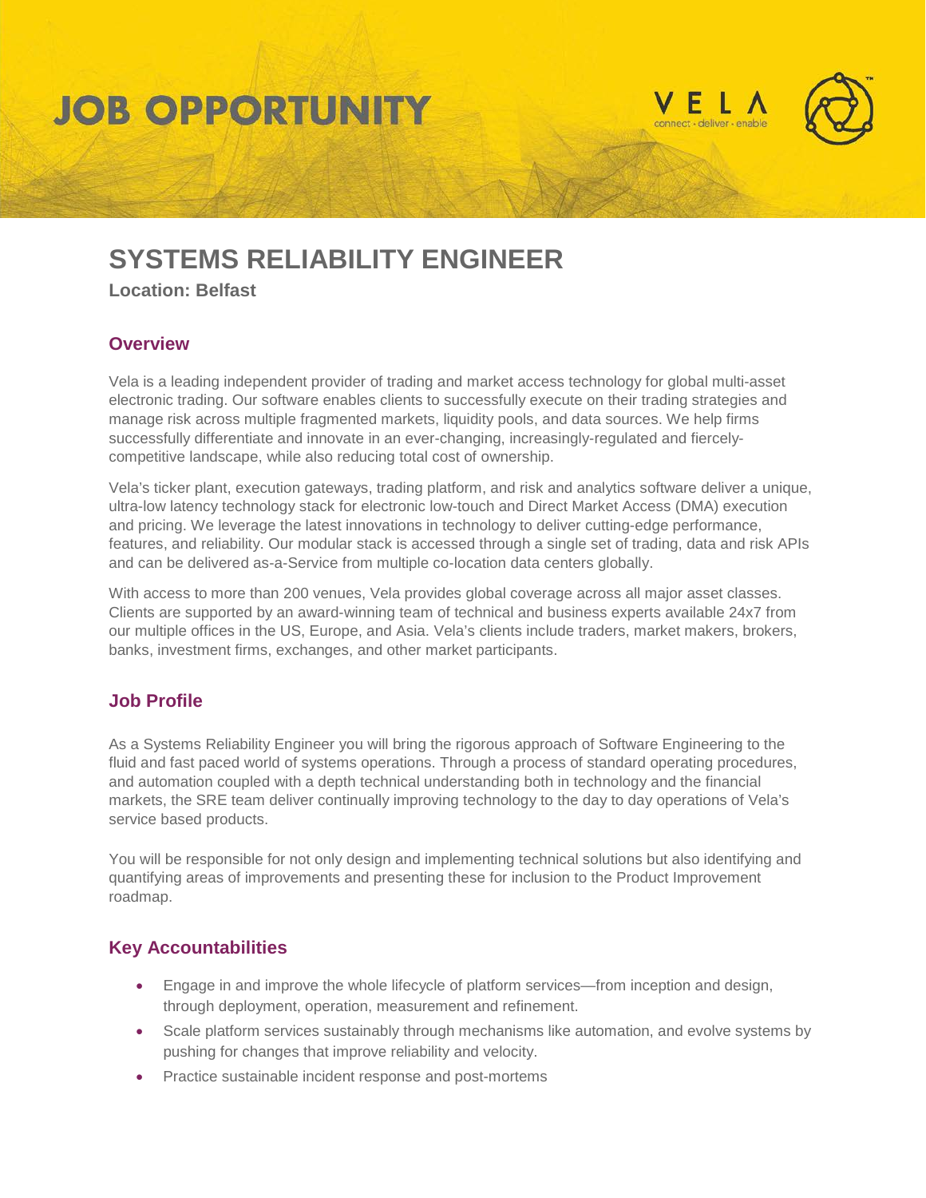# JOB OPPORTUNITY

VELA
connect · deliver · enable

## SYSTEMS RELIABILITY ENGINEER

**Location: Belfast**

### Overview

Vela is a leading independent provider of trading and market access technology for global multi-asset electronic trading. Our software enables clients to successfully execute on their trading strategies and manage risk across multiple fragmented markets, liquidity pools, and data sources. We help firms successfully differentiate and innovate in an ever-changing, increasingly-regulated and fiercely-competitive landscape, while also reducing total cost of ownership.

Vela's ticker plant, execution gateways, trading platform, and risk and analytics software deliver a unique, ultra-low latency technology stack for electronic low-touch and Direct Market Access (DMA) execution and pricing. We leverage the latest innovations in technology to deliver cutting-edge performance, features, and reliability. Our modular stack is accessed through a single set of trading, data and risk APIs and can be delivered as-a-Service from multiple co-location data centers globally.

With access to more than 200 venues, Vela provides global coverage across all major asset classes. Clients are supported by an award-winning team of technical and business experts available 24x7 from our multiple offices in the US, Europe, and Asia. Vela's clients include traders, market makers, brokers, banks, investment firms, exchanges, and other market participants.

### Job Profile

As a Systems Reliability Engineer you will bring the rigorous approach of Software Engineering to the fluid and fast paced world of systems operations. Through a process of standard operating procedures, and automation coupled with a depth technical understanding both in technology and the financial markets, the SRE team deliver continually improving technology to the day to day operations of Vela's service based products.

You will be responsible for not only design and implementing technical solutions but also identifying and quantifying areas of improvements and presenting these for inclusion to the Product Improvement roadmap.

### Key Accountabilities

- Engage in and improve the whole lifecycle of platform services—from inception and design, through deployment, operation, measurement and refinement.
- Scale platform services sustainably through mechanisms like automation, and evolve systems by pushing for changes that improve reliability and velocity.
- Practice sustainable incident response and post-mortems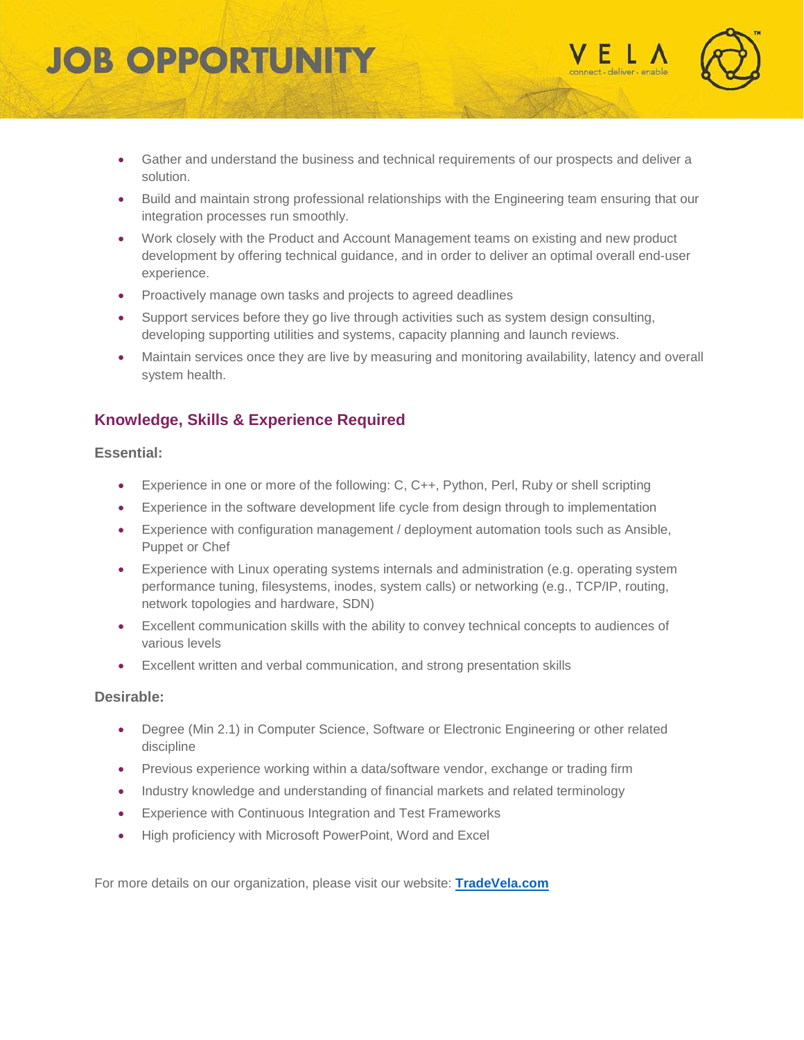- Gather and understand the business and technical requirements of our prospects and deliver a solution.
- Build and maintain strong professional relationships with the Engineering team ensuring that our integration processes run smoothly.
- Work closely with the Product and Account Management teams on existing and new product development by offering technical guidance, and in order to deliver an optimal overall end-user experience.
- Proactively manage own tasks and projects to agreed deadlines
- Support services before they go live through activities such as system design consulting, developing supporting utilities and systems, capacity planning and launch reviews.
- Maintain services once they are live by measuring and monitoring availability, latency and overall system health.

## Knowledge, Skills & Experience Required

### Essential:

- Experience in one or more of the following: C, C++, Python, Perl, Ruby or shell scripting
- Experience in the software development life cycle from design through to implementation
- Experience with configuration management / deployment automation tools such as Ansible, Puppet or Chef
- Experience with Linux operating systems internals and administration (e.g. operating system performance tuning, filesystems, inodes, system calls) or networking (e.g., TCP/IP, routing, network topologies and hardware, SDN)
- Excellent communication skills with the ability to convey technical concepts to audiences of various levels
- Excellent written and verbal communication, and strong presentation skills

### Desirable:

- Degree (Min 2.1) in Computer Science, Software or Electronic Engineering or other related discipline
- Previous experience working within a data/software vendor, exchange or trading firm
- Industry knowledge and understanding of financial markets and related terminology
- Experience with Continuous Integration and Test Frameworks
- High proficiency with Microsoft PowerPoint, Word and Excel

For more details on our organization, please visit our website: **TradeVela.com**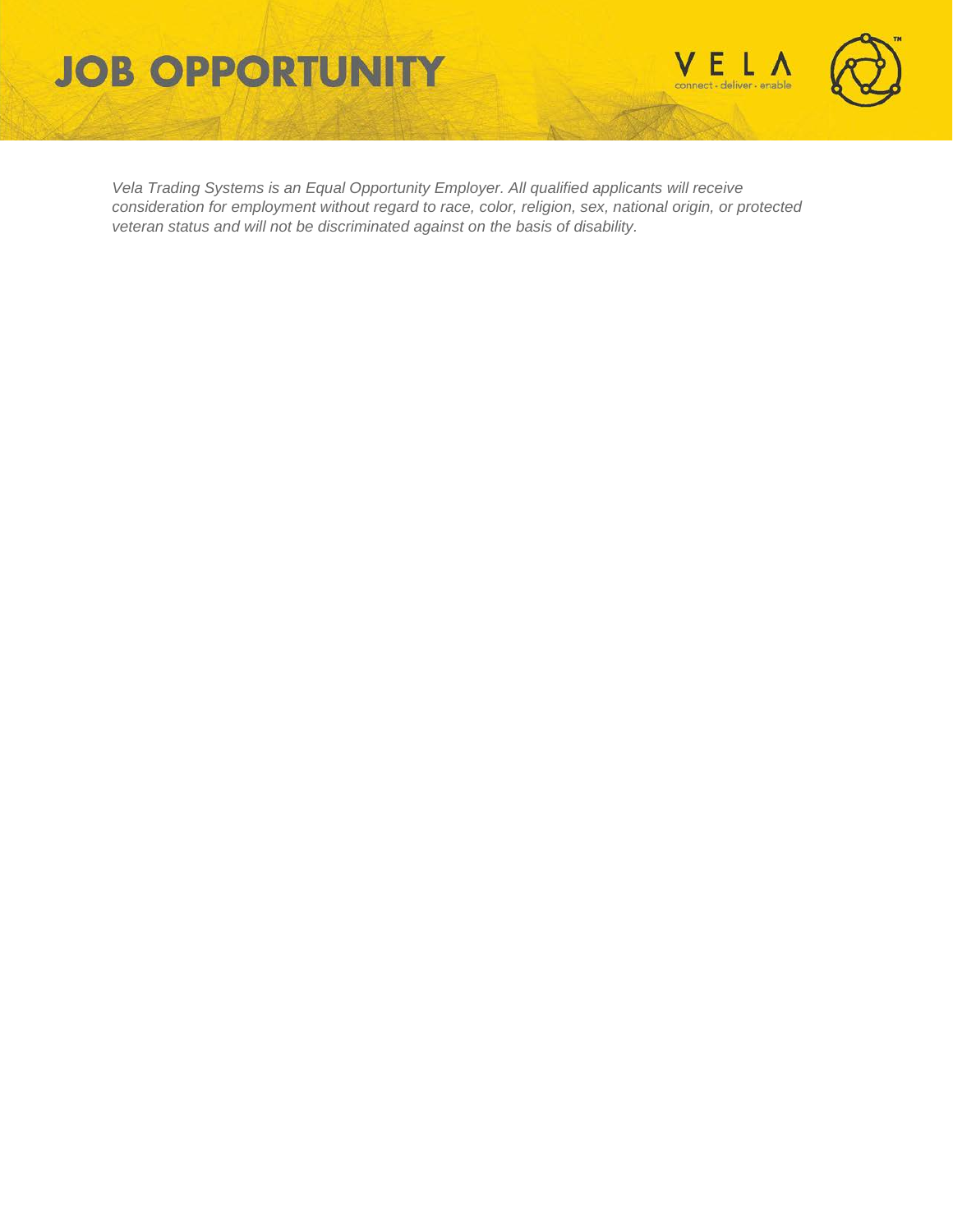*Vela Trading Systems is an Equal Opportunity Employer. All qualified applicants will receive consideration for employment without regard to race, color, religion, sex, national origin, or protected veteran status and will not be discriminated against on the basis of disability.*